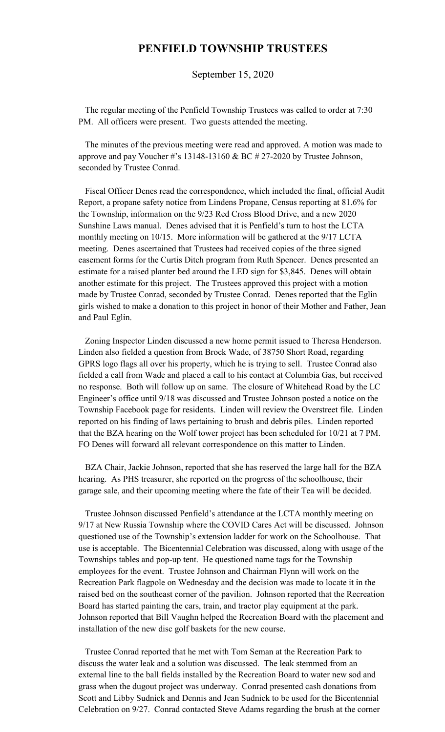# PENFIELD TOWNSHIP TRUSTEES

September 15, 2020

The regular meeting of the Penfield Township Trustees was called to order at 7:30 PM. All officers were present. Two guests attended the meeting.

The minutes of the previous meeting were read and approved. A motion was made to approve and pay Voucher #'s 13148-13160 & BC # 27-2020 by Trustee Johnson, seconded by Trustee Conrad.

Fiscal Officer Denes read the correspondence, which included the final, official Audit Report, a propane safety notice from Lindens Propane, Census reporting at 81.6% for the Township, information on the 9/23 Red Cross Blood Drive, and a new 2020 Sunshine Laws manual. Denes advised that it is Penfield's turn to host the LCTA monthly meeting on 10/15. More information will be gathered at the 9/17 LCTA meeting. Denes ascertained that Trustees had received copies of the three signed easement forms for the Curtis Ditch program from Ruth Spencer. Denes presented an estimate for a raised planter bed around the LED sign for $3,845. Denes will obtain another estimate for this project. The Trustees approved this project with a motion made by Trustee Conrad, seconded by Trustee Conrad. Denes reported that the Eglin girls wished to make a donation to this project in honor of their Mother and Father, Jean and Paul Eglin.

Zoning Inspector Linden discussed a new home permit issued to Theresa Henderson. Linden also fielded a question from Brock Wade, of 38750 Short Road, regarding GPRS logo flags all over his property, which he is trying to sell. Trustee Conrad also fielded a call from Wade and placed a call to his contact at Columbia Gas, but received no response. Both will follow up on same. The closure of Whitehead Road by the LC Engineer's office until 9/18 was discussed and Trustee Johnson posted a notice on the Township Facebook page for residents. Linden will review the Overstreet file. Linden reported on his finding of laws pertaining to brush and debris piles. Linden reported that the BZA hearing on the Wolf tower project has been scheduled for 10/21 at 7 PM. FO Denes will forward all relevant correspondence on this matter to Linden.

BZA Chair, Jackie Johnson, reported that she has reserved the large hall for the BZA hearing. As PHS treasurer, she reported on the progress of the schoolhouse, their garage sale, and their upcoming meeting where the fate of their Tea will be decided.

Trustee Johnson discussed Penfield's attendance at the LCTA monthly meeting on 9/17 at New Russia Township where the COVID Cares Act will be discussed. Johnson questioned use of the Township's extension ladder for work on the Schoolhouse. That use is acceptable. The Bicentennial Celebration was discussed, along with usage of the Townships tables and pop-up tent. He questioned name tags for the Township employees for the event. Trustee Johnson and Chairman Flynn will work on the Recreation Park flagpole on Wednesday and the decision was made to locate it in the raised bed on the southeast corner of the pavilion. Johnson reported that the Recreation Board has started painting the cars, train, and tractor play equipment at the park. Johnson reported that Bill Vaughn helped the Recreation Board with the placement and installation of the new disc golf baskets for the new course.

Trustee Conrad reported that he met with Tom Seman at the Recreation Park to discuss the water leak and a solution was discussed. The leak stemmed from an external line to the ball fields installed by the Recreation Board to water new sod and grass when the dugout project was underway. Conrad presented cash donations from Scott and Libby Sudnick and Dennis and Jean Sudnick to be used for the Bicentennial Celebration on 9/27. Conrad contacted Steve Adams regarding the brush at the corner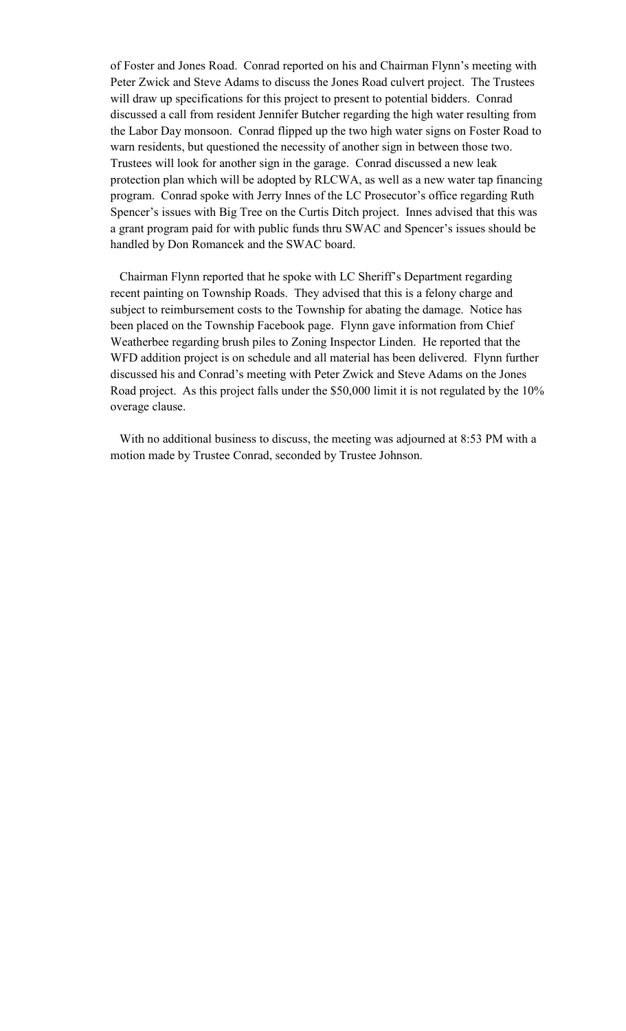of Foster and Jones Road. Conrad reported on his and Chairman Flynn's meeting with Peter Zwick and Steve Adams to discuss the Jones Road culvert project. The Trustees will draw up specifications for this project to present to potential bidders. Conrad discussed a call from resident Jennifer Butcher regarding the high water resulting from the Labor Day monsoon. Conrad flipped up the two high water signs on Foster Road to warn residents, but questioned the necessity of another sign in between those two. Trustees will look for another sign in the garage. Conrad discussed a new leak protection plan which will be adopted by RLCWA, as well as a new water tap financing program. Conrad spoke with Jerry Innes of the LC Prosecutor's office regarding Ruth Spencer's issues with Big Tree on the Curtis Ditch project. Innes advised that this was a grant program paid for with public funds thru SWAC and Spencer's issues should be handled by Don Romancek and the SWAC board.

Chairman Flynn reported that he spoke with LC Sheriff's Department regarding recent painting on Township Roads. They advised that this is a felony charge and subject to reimbursement costs to the Township for abating the damage. Notice has been placed on the Township Facebook page. Flynn gave information from Chief Weatherbee regarding brush piles to Zoning Inspector Linden. He reported that the WFD addition project is on schedule and all material has been delivered. Flynn further discussed his and Conrad's meeting with Peter Zwick and Steve Adams on the Jones Road project. As this project falls under the $50,000 limit it is not regulated by the 10% overage clause.

With no additional business to discuss, the meeting was adjourned at 8:53 PM with a motion made by Trustee Conrad, seconded by Trustee Johnson.